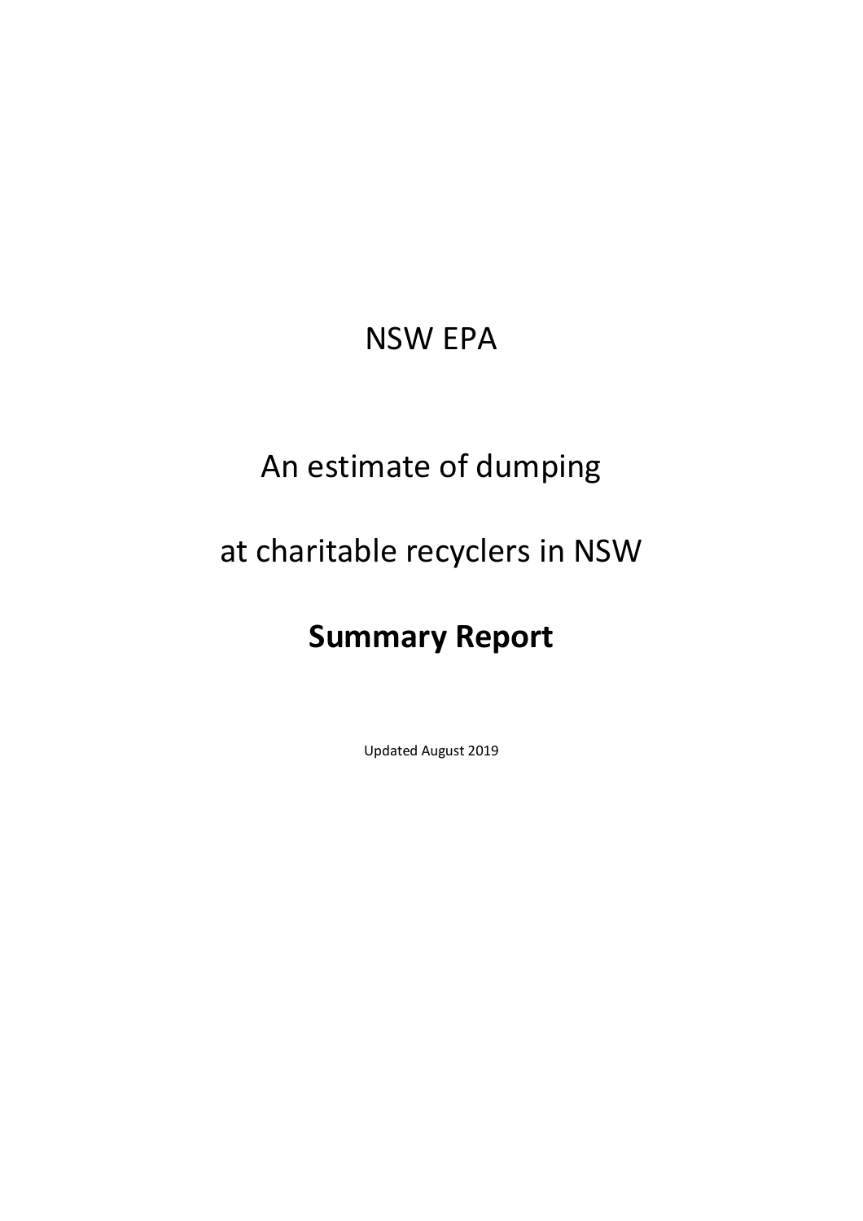NSW EPA

# An estimate of dumping at charitable recyclers in NSW

## **Summary Report**

Updated August 2019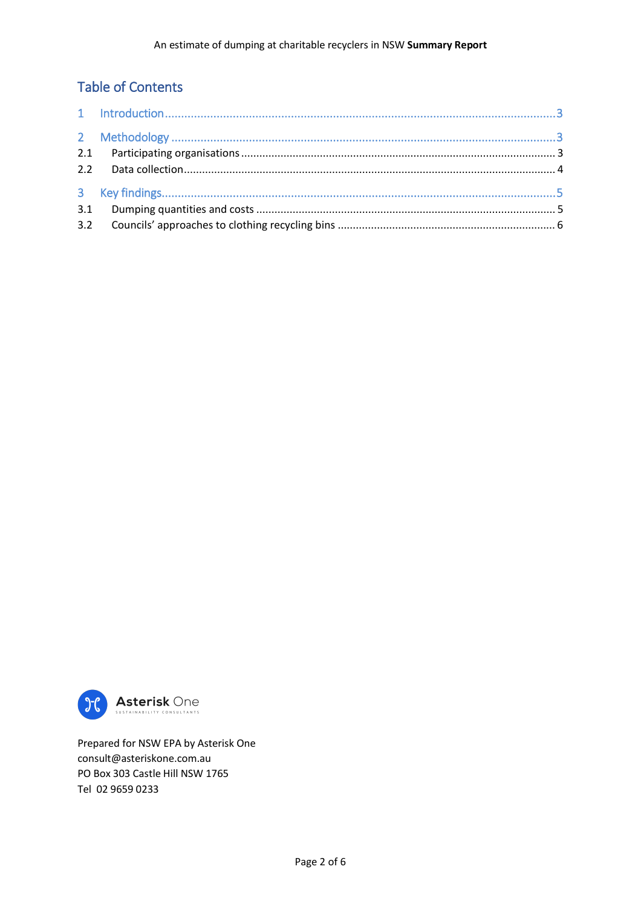## Table of Contents

1 Introduction ........................................................................ 3

2 Methodology ........................................................................ 3

2.1 Participating organisations ........................................................................ 3

2.2 Data collection ........................................................................ 4

3 Key findings ........................................................................ 5

3.1 Dumping quantities and costs ........................................................................ 5

3.2 Councils' approaches to clothing recycling bins ........................................................................ 6

Asterisk One
SUSTAINABILITY CONSULTANTS

Prepared for NSW EPA by Asterisk One
consult@asteriskone.com.au
PO Box 303 Castle Hill NSW 1765
Tel 02 9659 0233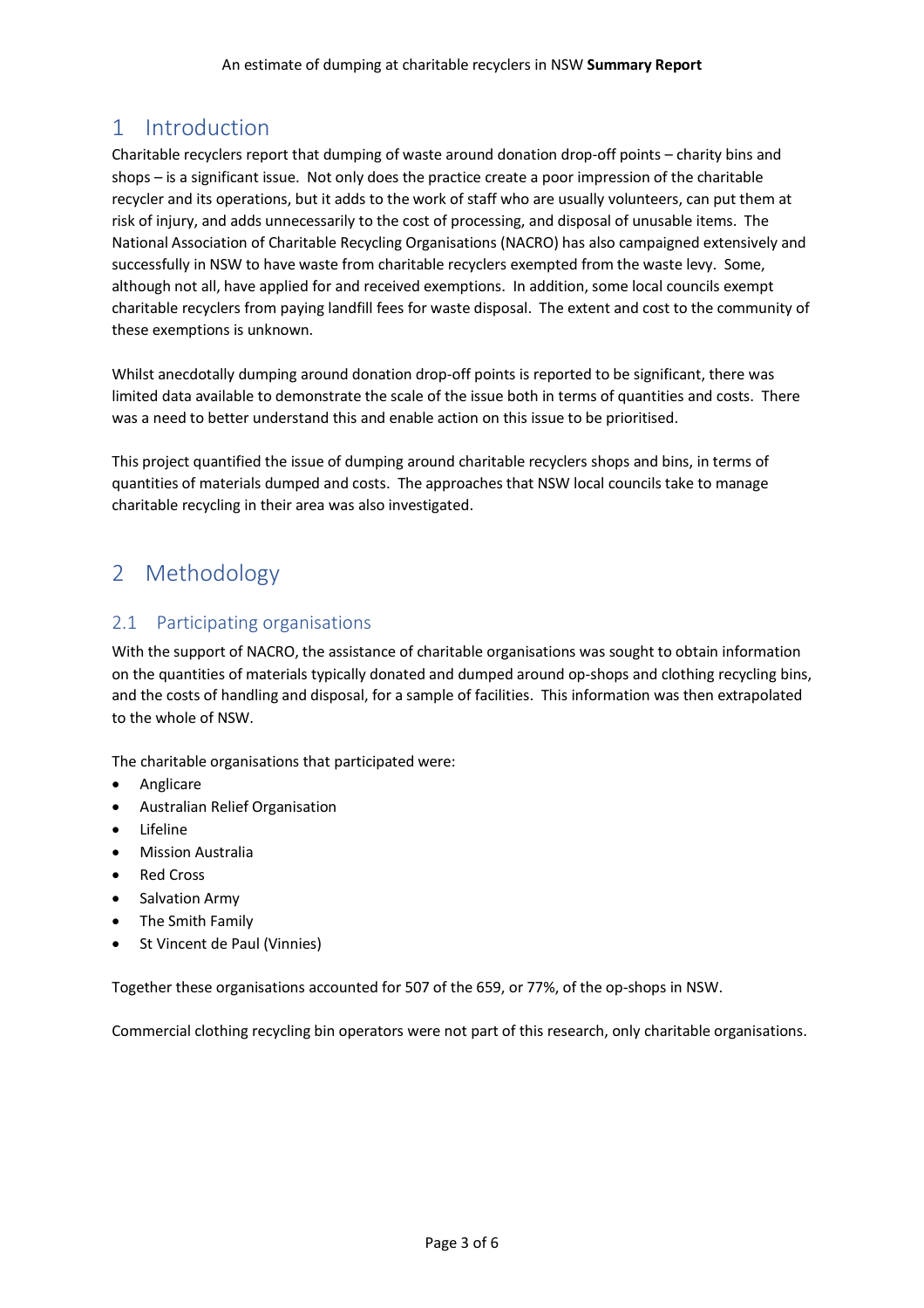# 1 Introduction

Charitable recyclers report that dumping of waste around donation drop-off points – charity bins and shops – is a significant issue. Not only does the practice create a poor impression of the charitable recycler and its operations, but it adds to the work of staff who are usually volunteers, can put them at risk of injury, and adds unnecessarily to the cost of processing, and disposal of unusable items. The National Association of Charitable Recycling Organisations (NACRO) has also campaigned extensively and successfully in NSW to have waste from charitable recyclers exempted from the waste levy. Some, although not all, have applied for and received exemptions. In addition, some local councils exempt charitable recyclers from paying landfill fees for waste disposal. The extent and cost to the community of these exemptions is unknown.

Whilst anecdotally dumping around donation drop-off points is reported to be significant, there was limited data available to demonstrate the scale of the issue both in terms of quantities and costs. There was a need to better understand this and enable action on this issue to be prioritised.

This project quantified the issue of dumping around charitable recyclers shops and bins, in terms of quantities of materials dumped and costs. The approaches that NSW local councils take to manage charitable recycling in their area was also investigated.

# 2 Methodology

## 2.1 Participating organisations

With the support of NACRO, the assistance of charitable organisations was sought to obtain information on the quantities of materials typically donated and dumped around op-shops and clothing recycling bins, and the costs of handling and disposal, for a sample of facilities. This information was then extrapolated to the whole of NSW.

The charitable organisations that participated were:

- Anglicare
- Australian Relief Organisation
- Lifeline
- Mission Australia
- Red Cross
- Salvation Army
- The Smith Family
- St Vincent de Paul (Vinnies)

Together these organisations accounted for 507 of the 659, or 77%, of the op-shops in NSW.

Commercial clothing recycling bin operators were not part of this research, only charitable organisations.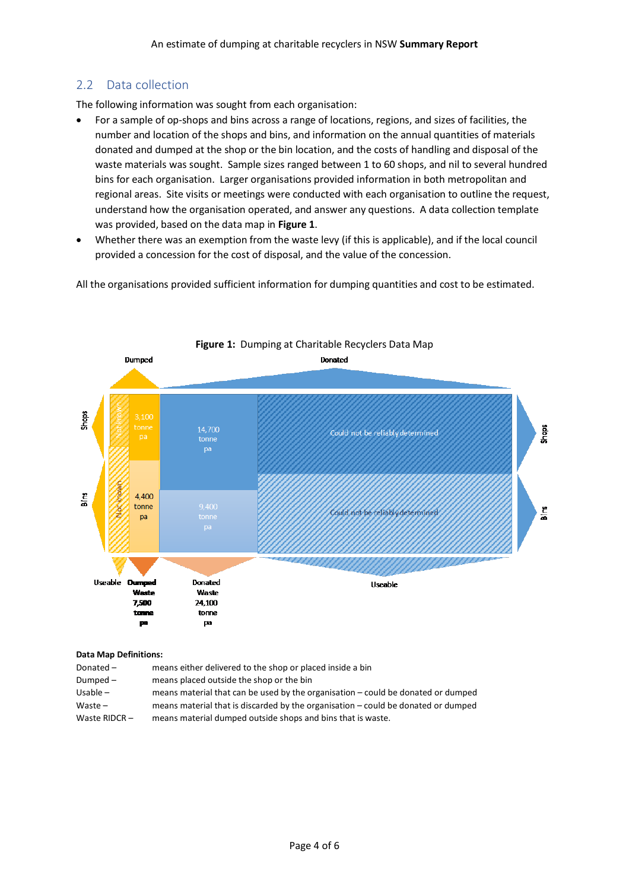## 2.2 Data collection

The following information was sought from each organisation:

- For a sample of op-shops and bins across a range of locations, regions, and sizes of facilities, the number and location of the shops and bins, and information on the annual quantities of materials donated and dumped at the shop or the bin location, and the costs of handling and disposal of the waste materials was sought. Sample sizes ranged between 1 to 60 shops, and nil to several hundred bins for each organisation. Larger organisations provided information in both metropolitan and regional areas. Site visits or meetings were conducted with each organisation to outline the request, understand how the organisation operated, and answer any questions. A data collection template was provided, based on the data map in **Figure 1**.
- Whether there was an exemption from the waste levy (if this is applicable), and if the local council provided a concession for the cost of disposal, and the value of the concession.

All the organisations provided sufficient information for dumping quantities and cost to be estimated.

**Figure 1:** Dumping at Charitable Recyclers Data Map

Dumped | Donated

Shops: Not known | 3,100 tonne pa | 14,700 tonne pa | Could not be reliably determined

Bins: Not known | 4,400 tonne pa | 9,400 tonne pa | Could not be reliably determined

Useable | Dumped Waste 7,500 tonne pa | Donated Waste 24,100 tonne pa | Useable

**Data Map Definitions:**

| | |
|---|---|
| Donated – | means either delivered to the shop or placed inside a bin |
| Dumped – | means placed outside the shop or the bin |
| Usable – | means material that can be used by the organisation – could be donated or dumped |
| Waste – | means material that is discarded by the organisation – could be donated or dumped |
| Waste RIDCR – | means material dumped outside shops and bins that is waste. |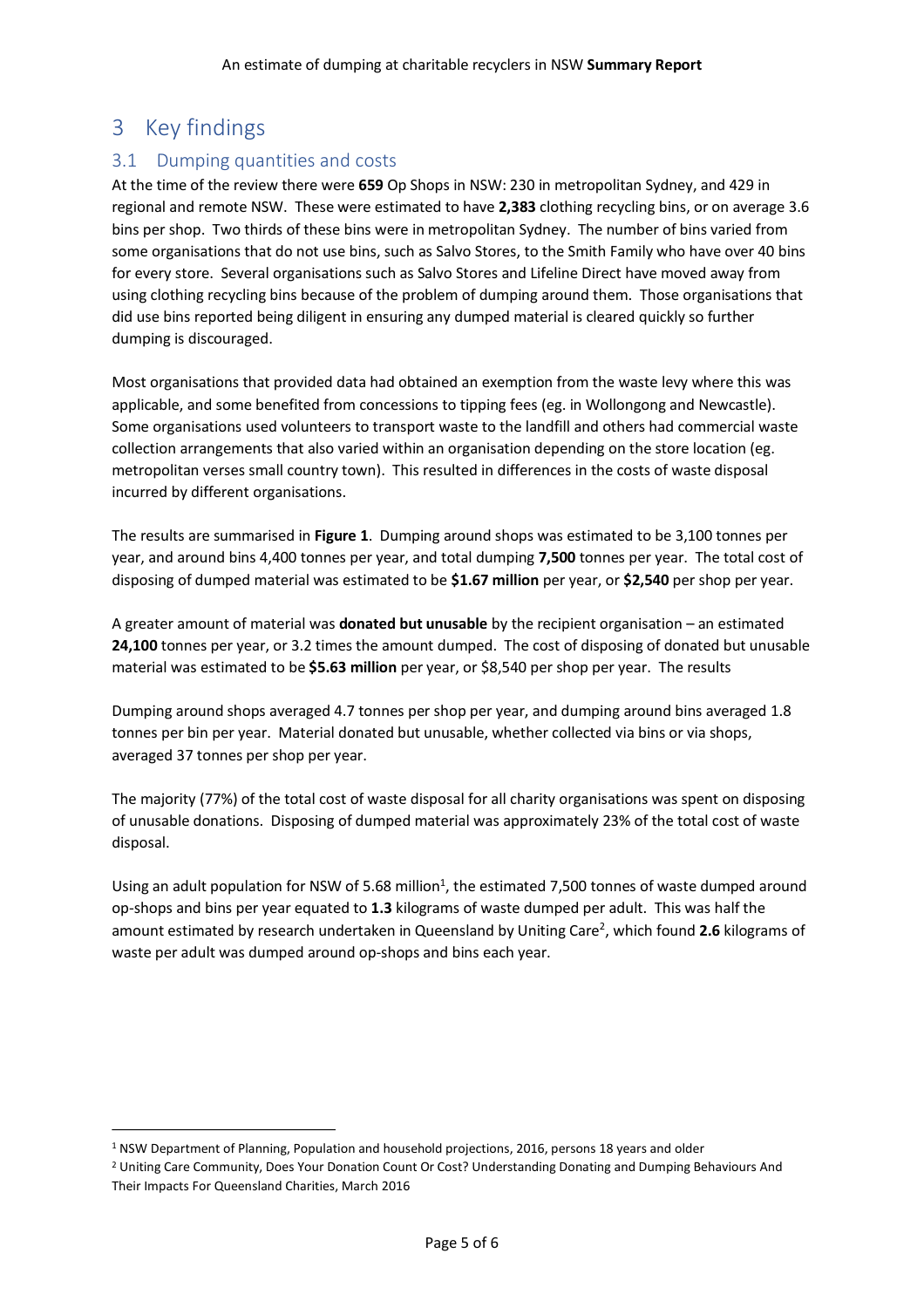# 3 Key findings

## 3.1 Dumping quantities and costs

At the time of the review there were **659** Op Shops in NSW: 230 in metropolitan Sydney, and 429 in regional and remote NSW. These were estimated to have **2,383** clothing recycling bins, or on average 3.6 bins per shop. Two thirds of these bins were in metropolitan Sydney. The number of bins varied from some organisations that do not use bins, such as Salvo Stores, to the Smith Family who have over 40 bins for every store. Several organisations such as Salvo Stores and Lifeline Direct have moved away from using clothing recycling bins because of the problem of dumping around them. Those organisations that did use bins reported being diligent in ensuring any dumped material is cleared quickly so further dumping is discouraged.

Most organisations that provided data had obtained an exemption from the waste levy where this was applicable, and some benefited from concessions to tipping fees (eg. in Wollongong and Newcastle). Some organisations used volunteers to transport waste to the landfill and others had commercial waste collection arrangements that also varied within an organisation depending on the store location (eg. metropolitan verses small country town). This resulted in differences in the costs of waste disposal incurred by different organisations.

The results are summarised in **Figure 1**. Dumping around shops was estimated to be 3,100 tonnes per year, and around bins 4,400 tonnes per year, and total dumping **7,500** tonnes per year. The total cost of disposing of dumped material was estimated to be **$1.67 million** per year, or **$2,540** per shop per year.

A greater amount of material was **donated but unusable** by the recipient organisation – an estimated **24,100** tonnes per year, or 3.2 times the amount dumped. The cost of disposing of donated but unusable material was estimated to be **$5.63 million** per year, or $8,540 per shop per year. The results

Dumping around shops averaged 4.7 tonnes per shop per year, and dumping around bins averaged 1.8 tonnes per bin per year. Material donated but unusable, whether collected via bins or via shops, averaged 37 tonnes per shop per year.

The majority (77%) of the total cost of waste disposal for all charity organisations was spent on disposing of unusable donations. Disposing of dumped material was approximately 23% of the total cost of waste disposal.

Using an adult population for NSW of 5.68 million[1], the estimated 7,500 tonnes of waste dumped around op-shops and bins per year equated to **1.3** kilograms of waste dumped per adult. This was half the amount estimated by research undertaken in Queensland by Uniting Care[2], which found **2.6** kilograms of waste per adult was dumped around op-shops and bins each year.

---

[1] NSW Department of Planning, Population and household projections, 2016, persons 18 years and older

[2] Uniting Care Community, Does Your Donation Count Or Cost? Understanding Donating and Dumping Behaviours And Their Impacts For Queensland Charities, March 2016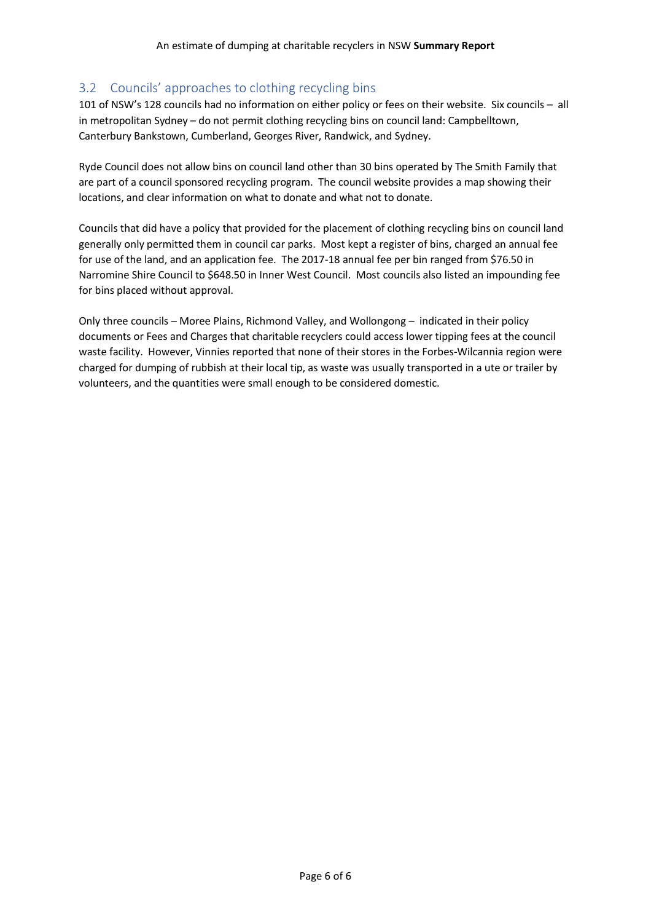## 3.2 Councils' approaches to clothing recycling bins

101 of NSW's 128 councils had no information on either policy or fees on their website. Six councils – all in metropolitan Sydney – do not permit clothing recycling bins on council land: Campbelltown, Canterbury Bankstown, Cumberland, Georges River, Randwick, and Sydney.

Ryde Council does not allow bins on council land other than 30 bins operated by The Smith Family that are part of a council sponsored recycling program. The council website provides a map showing their locations, and clear information on what to donate and what not to donate.

Councils that did have a policy that provided for the placement of clothing recycling bins on council land generally only permitted them in council car parks. Most kept a register of bins, charged an annual fee for use of the land, and an application fee. The 2017-18 annual fee per bin ranged from $76.50 in Narromine Shire Council to $648.50 in Inner West Council. Most councils also listed an impounding fee for bins placed without approval.

Only three councils – Moree Plains, Richmond Valley, and Wollongong – indicated in their policy documents or Fees and Charges that charitable recyclers could access lower tipping fees at the council waste facility. However, Vinnies reported that none of their stores in the Forbes-Wilcannia region were charged for dumping of rubbish at their local tip, as waste was usually transported in a ute or trailer by volunteers, and the quantities were small enough to be considered domestic.